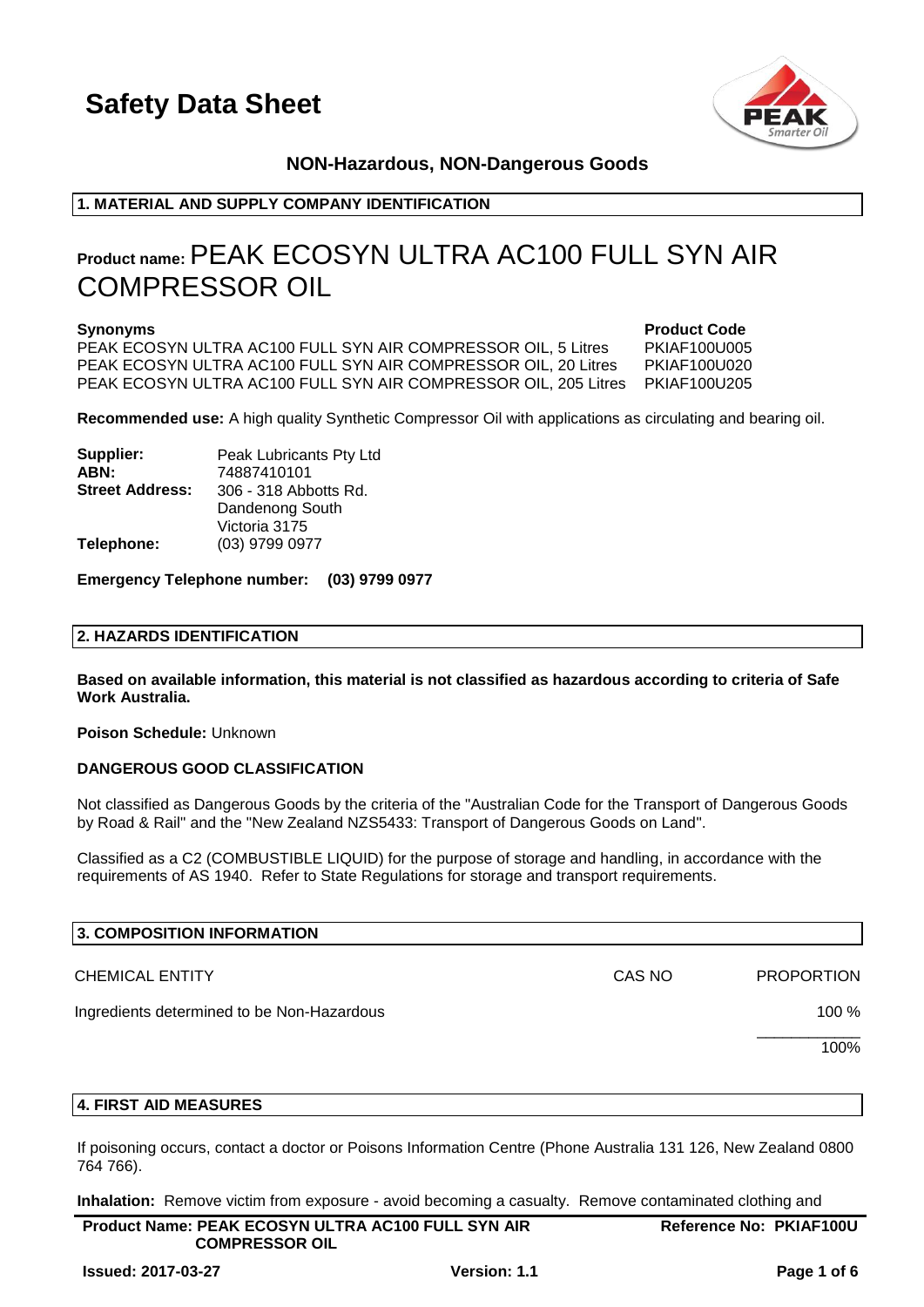# Safety Data Sheet

**NON-Hazardous, NON-Dangerous Goods**

## 1. MATERIAL AND SUPPLY COMPANY IDENTIFICATION

# Product name: PEAK ECOSYN ULTRA AC100 FULL SYN AIR COMPRESSOR OIL

| **Synonyms** | **Product Code** |
|---|---|
| PEAK ECOSYN ULTRA AC100 FULL SYN AIR COMPRESSOR OIL, 5 Litres | PKIAF100U005 |
| PEAK ECOSYN ULTRA AC100 FULL SYN AIR COMPRESSOR OIL, 20 Litres | PKIAF100U020 |
| PEAK ECOSYN ULTRA AC100 FULL SYN AIR COMPRESSOR OIL, 205 Litres | PKIAF100U205 |

**Recommended use:** A high quality Synthetic Compressor Oil with applications as circulating and bearing oil.

**Supplier:** Peak Lubricants Pty Ltd
**ABN:** 74887410101
**Street Address:** 306 - 318 Abbotts Rd.
Dandenong South
Victoria 3175
**Telephone:** (03) 9799 0977

**Emergency Telephone number: (03) 9799 0977**

## 2. HAZARDS IDENTIFICATION

**Based on available information, this material is not classified as hazardous according to criteria of Safe Work Australia.**

**Poison Schedule:** Unknown

**DANGEROUS GOOD CLASSIFICATION**

Not classified as Dangerous Goods by the criteria of the "Australian Code for the Transport of Dangerous Goods by Road & Rail" and the "New Zealand NZS5433: Transport of Dangerous Goods on Land".

Classified as a C2 (COMBUSTIBLE LIQUID) for the purpose of storage and handling, in accordance with the requirements of AS 1940. Refer to State Regulations for storage and transport requirements.

## 3. COMPOSITION INFORMATION

| CHEMICAL ENTITY | CAS NO | PROPORTION |
|---|---|---|
| Ingredients determined to be Non-Hazardous | | 100 % |
| | | 100% |

## 4. FIRST AID MEASURES

If poisoning occurs, contact a doctor or Poisons Information Centre (Phone Australia 131 126, New Zealand 0800 764 766).

**Inhalation:** Remove victim from exposure - avoid becoming a casualty. Remove contaminated clothing and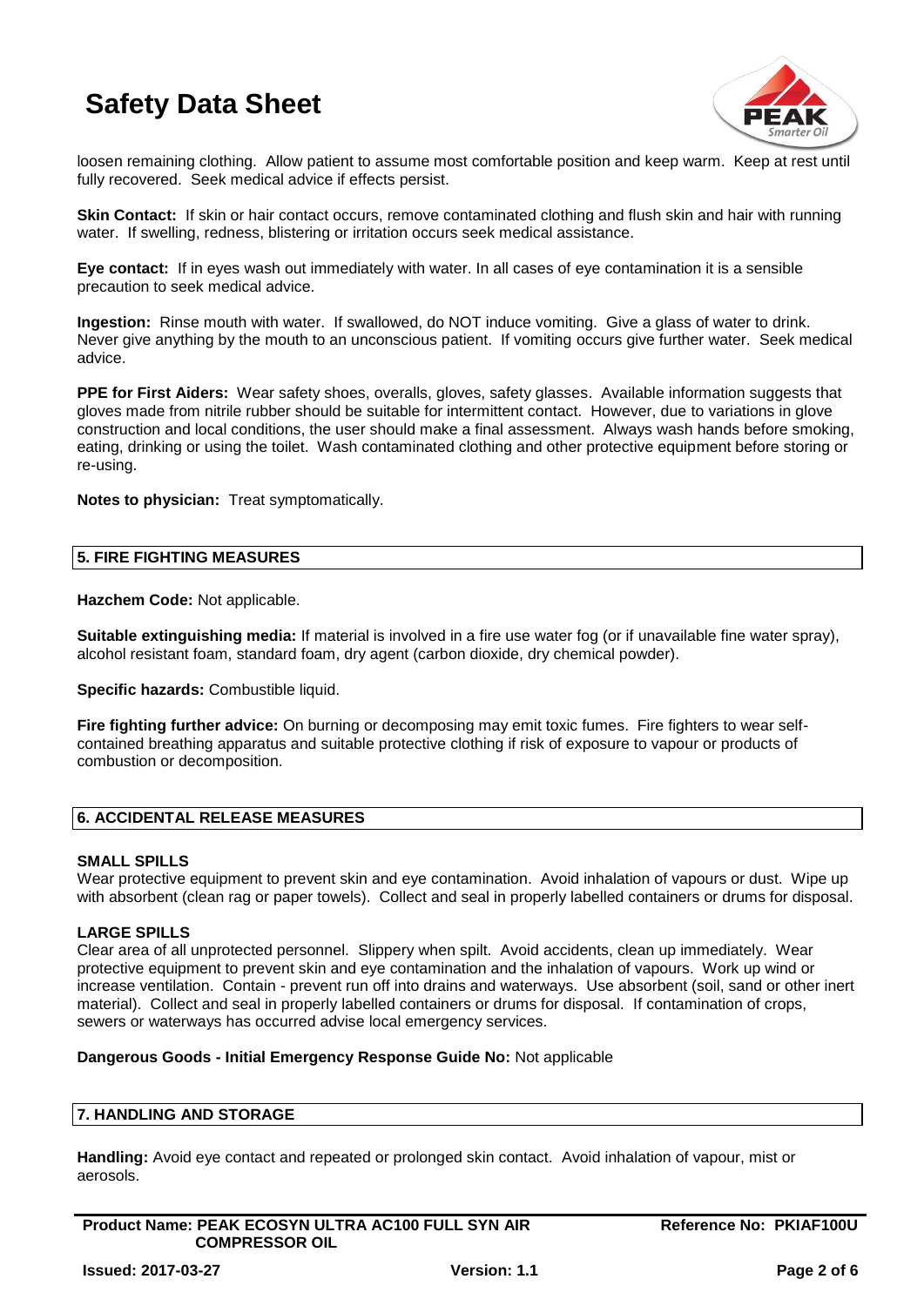loosen remaining clothing. Allow patient to assume most comfortable position and keep warm. Keep at rest until fully recovered. Seek medical advice if effects persist.

**Skin Contact:** If skin or hair contact occurs, remove contaminated clothing and flush skin and hair with running water. If swelling, redness, blistering or irritation occurs seek medical assistance.

**Eye contact:** If in eyes wash out immediately with water. In all cases of eye contamination it is a sensible precaution to seek medical advice.

**Ingestion:** Rinse mouth with water. If swallowed, do NOT induce vomiting. Give a glass of water to drink. Never give anything by the mouth to an unconscious patient. If vomiting occurs give further water. Seek medical advice.

**PPE for First Aiders:** Wear safety shoes, overalls, gloves, safety glasses. Available information suggests that gloves made from nitrile rubber should be suitable for intermittent contact. However, due to variations in glove construction and local conditions, the user should make a final assessment. Always wash hands before smoking, eating, drinking or using the toilet. Wash contaminated clothing and other protective equipment before storing or re-using.

**Notes to physician:** Treat symptomatically.

## 5. FIRE FIGHTING MEASURES

**Hazchem Code:** Not applicable.

**Suitable extinguishing media:** If material is involved in a fire use water fog (or if unavailable fine water spray), alcohol resistant foam, standard foam, dry agent (carbon dioxide, dry chemical powder).

**Specific hazards:** Combustible liquid.

**Fire fighting further advice:** On burning or decomposing may emit toxic fumes. Fire fighters to wear self-contained breathing apparatus and suitable protective clothing if risk of exposure to vapour or products of combustion or decomposition.

## 6. ACCIDENTAL RELEASE MEASURES

**SMALL SPILLS**

Wear protective equipment to prevent skin and eye contamination. Avoid inhalation of vapours or dust. Wipe up with absorbent (clean rag or paper towels). Collect and seal in properly labelled containers or drums for disposal.

**LARGE SPILLS**

Clear area of all unprotected personnel. Slippery when spilt. Avoid accidents, clean up immediately. Wear protective equipment to prevent skin and eye contamination and the inhalation of vapours. Work up wind or increase ventilation. Contain - prevent run off into drains and waterways. Use absorbent (soil, sand or other inert material). Collect and seal in properly labelled containers or drums for disposal. If contamination of crops, sewers or waterways has occurred advise local emergency services.

**Dangerous Goods - Initial Emergency Response Guide No:** Not applicable

## 7. HANDLING AND STORAGE

**Handling:** Avoid eye contact and repeated or prolonged skin contact. Avoid inhalation of vapour, mist or aerosols.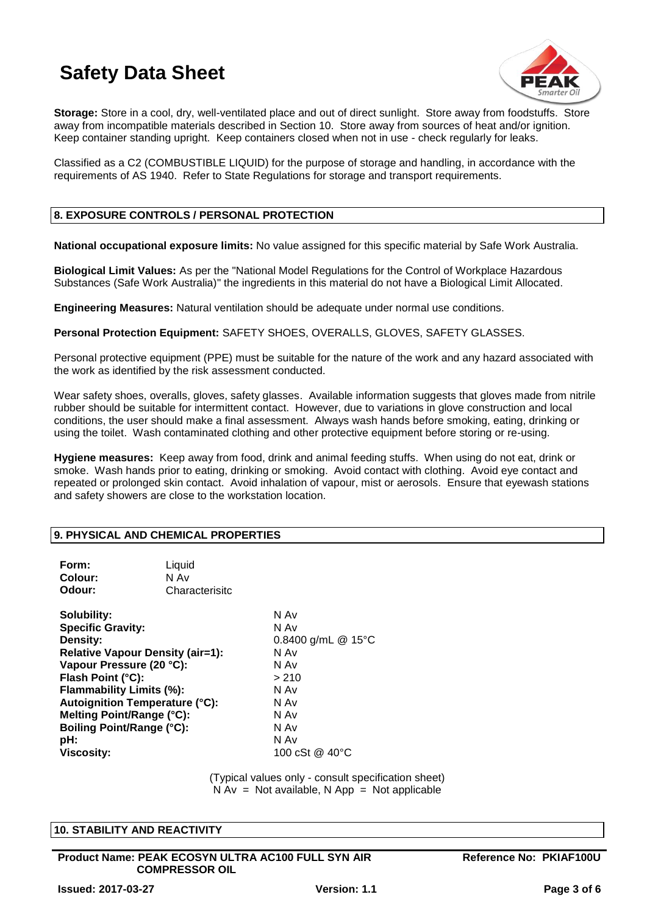**Storage:** Store in a cool, dry, well-ventilated place and out of direct sunlight. Store away from foodstuffs. Store away from incompatible materials described in Section 10. Store away from sources of heat and/or ignition. Keep container standing upright. Keep containers closed when not in use - check regularly for leaks.

Classified as a C2 (COMBUSTIBLE LIQUID) for the purpose of storage and handling, in accordance with the requirements of AS 1940. Refer to State Regulations for storage and transport requirements.

## 8. EXPOSURE CONTROLS / PERSONAL PROTECTION

**National occupational exposure limits:** No value assigned for this specific material by Safe Work Australia.

**Biological Limit Values:** As per the "National Model Regulations for the Control of Workplace Hazardous Substances (Safe Work Australia)" the ingredients in this material do not have a Biological Limit Allocated.

**Engineering Measures:** Natural ventilation should be adequate under normal use conditions.

**Personal Protection Equipment:** SAFETY SHOES, OVERALLS, GLOVES, SAFETY GLASSES.

Personal protective equipment (PPE) must be suitable for the nature of the work and any hazard associated with the work as identified by the risk assessment conducted.

Wear safety shoes, overalls, gloves, safety glasses. Available information suggests that gloves made from nitrile rubber should be suitable for intermittent contact. However, due to variations in glove construction and local conditions, the user should make a final assessment. Always wash hands before smoking, eating, drinking or using the toilet. Wash contaminated clothing and other protective equipment before storing or re-using.

**Hygiene measures:** Keep away from food, drink and animal feeding stuffs. When using do not eat, drink or smoke. Wash hands prior to eating, drinking or smoking. Avoid contact with clothing. Avoid eye contact and repeated or prolonged skin contact. Avoid inhalation of vapour, mist or aerosols. Ensure that eyewash stations and safety showers are close to the workstation location.

## 9. PHYSICAL AND CHEMICAL PROPERTIES

| | |
|---|---|
| **Form:** | Liquid |
| **Colour:** | N Av |
| **Odour:** | Characterisitc |

| | |
|---|---|
| **Solubility:** | N Av |
| **Specific Gravity:** | N Av |
| **Density:** | 0.8400 g/mL @ 15°C |
| **Relative Vapour Density (air=1):** | N Av |
| **Vapour Pressure (20 °C):** | N Av |
| **Flash Point (°C):** | > 210 |
| **Flammability Limits (%):** | N Av |
| **Autoignition Temperature (°C):** | N Av |
| **Melting Point/Range (°C):** | N Av |
| **Boiling Point/Range (°C):** | N Av |
| **pH:** | N Av |
| **Viscosity:** | 100 cSt @ 40°C |

(Typical values only - consult specification sheet)
N Av = Not available, N App = Not applicable

## 10. STABILITY AND REACTIVITY

**Product Name: PEAK ECOSYN ULTRA AC100 FULL SYN AIR COMPRESSOR OIL** **Reference No: PKIAF100U**

**Issued: 2017-03-27** **Version: 1.1**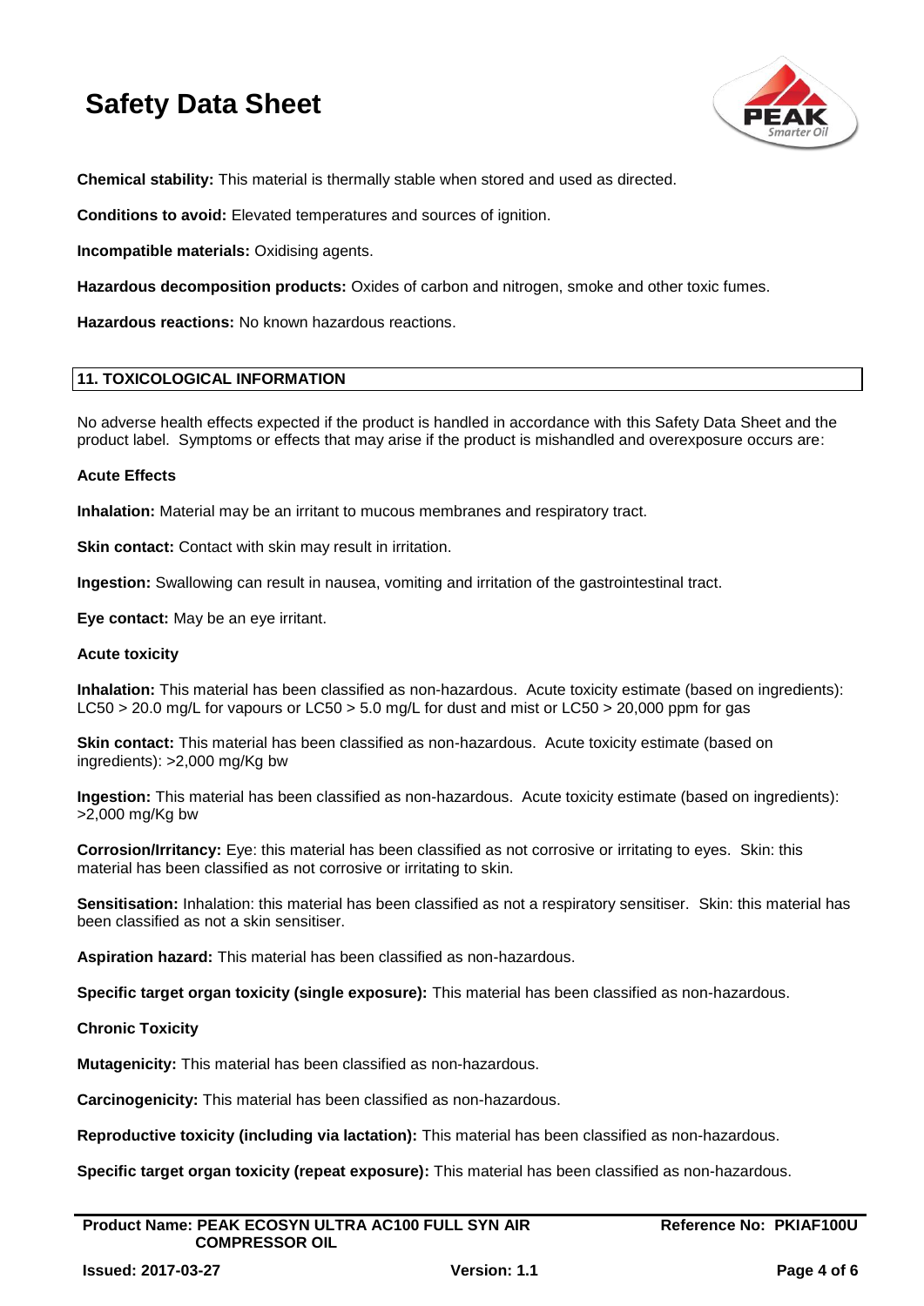**Chemical stability:** This material is thermally stable when stored and used as directed.

**Conditions to avoid:** Elevated temperatures and sources of ignition.

**Incompatible materials:** Oxidising agents.

**Hazardous decomposition products:** Oxides of carbon and nitrogen, smoke and other toxic fumes.

**Hazardous reactions:** No known hazardous reactions.

## 11. TOXICOLOGICAL INFORMATION

No adverse health effects expected if the product is handled in accordance with this Safety Data Sheet and the product label. Symptoms or effects that may arise if the product is mishandled and overexposure occurs are:

**Acute Effects**

**Inhalation:** Material may be an irritant to mucous membranes and respiratory tract.

**Skin contact:** Contact with skin may result in irritation.

**Ingestion:** Swallowing can result in nausea, vomiting and irritation of the gastrointestinal tract.

**Eye contact:** May be an eye irritant.

**Acute toxicity**

**Inhalation:** This material has been classified as non-hazardous. Acute toxicity estimate (based on ingredients): $LC_{50}$ > 20.0 mg/L for vapours or $LC_{50}$ > 5.0 mg/L for dust and mist or $LC_{50}$ > 20,000 ppm for gas

**Skin contact:** This material has been classified as non-hazardous. Acute toxicity estimate (based on ingredients): >2,000 mg/Kg bw

**Ingestion:** This material has been classified as non-hazardous. Acute toxicity estimate (based on ingredients): >2,000 mg/Kg bw

**Corrosion/Irritancy:** Eye: this material has been classified as not corrosive or irritating to eyes. Skin: this material has been classified as not corrosive or irritating to skin.

**Sensitisation:** Inhalation: this material has been classified as not a respiratory sensitiser. Skin: this material has been classified as not a skin sensitiser.

**Aspiration hazard:** This material has been classified as non-hazardous.

**Specific target organ toxicity (single exposure):** This material has been classified as non-hazardous.

**Chronic Toxicity**

**Mutagenicity:** This material has been classified as non-hazardous.

**Carcinogenicity:** This material has been classified as non-hazardous.

**Reproductive toxicity (including via lactation):** This material has been classified as non-hazardous.

**Specific target organ toxicity (repeat exposure):** This material has been classified as non-hazardous.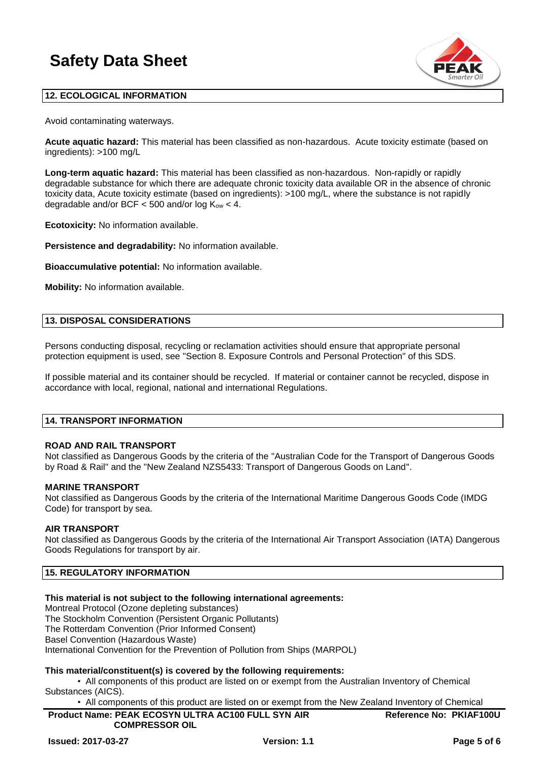## 12. ECOLOGICAL INFORMATION

Avoid contaminating waterways.

**Acute aquatic hazard:** This material has been classified as non-hazardous. Acute toxicity estimate (based on ingredients): >100 mg/L

**Long-term aquatic hazard:** This material has been classified as non-hazardous. Non-rapidly or rapidly degradable substance for which there are adequate chronic toxicity data available OR in the absence of chronic toxicity data, Acute toxicity estimate (based on ingredients): >100 mg/L, where the substance is not rapidly degradable and/or BCF < 500 and/or log $K_{ow}$ < 4.

**Ecotoxicity:** No information available.

**Persistence and degradability:** No information available.

**Bioaccumulative potential:** No information available.

**Mobility:** No information available.

## 13. DISPOSAL CONSIDERATIONS

Persons conducting disposal, recycling or reclamation activities should ensure that appropriate personal protection equipment is used, see "Section 8. Exposure Controls and Personal Protection" of this SDS.

If possible material and its container should be recycled. If material or container cannot be recycled, dispose in accordance with local, regional, national and international Regulations.

## 14. TRANSPORT INFORMATION

**ROAD AND RAIL TRANSPORT**
Not classified as Dangerous Goods by the criteria of the "Australian Code for the Transport of Dangerous Goods by Road & Rail" and the "New Zealand NZS5433: Transport of Dangerous Goods on Land".

**MARINE TRANSPORT**
Not classified as Dangerous Goods by the criteria of the International Maritime Dangerous Goods Code (IMDG Code) for transport by sea.

**AIR TRANSPORT**
Not classified as Dangerous Goods by the criteria of the International Air Transport Association (IATA) Dangerous Goods Regulations for transport by air.

## 15. REGULATORY INFORMATION

**This material is not subject to the following international agreements:**
Montreal Protocol (Ozone depleting substances)
The Stockholm Convention (Persistent Organic Pollutants)
The Rotterdam Convention (Prior Informed Consent)
Basel Convention (Hazardous Waste)
International Convention for the Prevention of Pollution from Ships (MARPOL)

**This material/constituent(s) is covered by the following requirements:**

- All components of this product are listed on or exempt from the Australian Inventory of Chemical Substances (AICS).
- All components of this product are listed on or exempt from the New Zealand Inventory of Chemical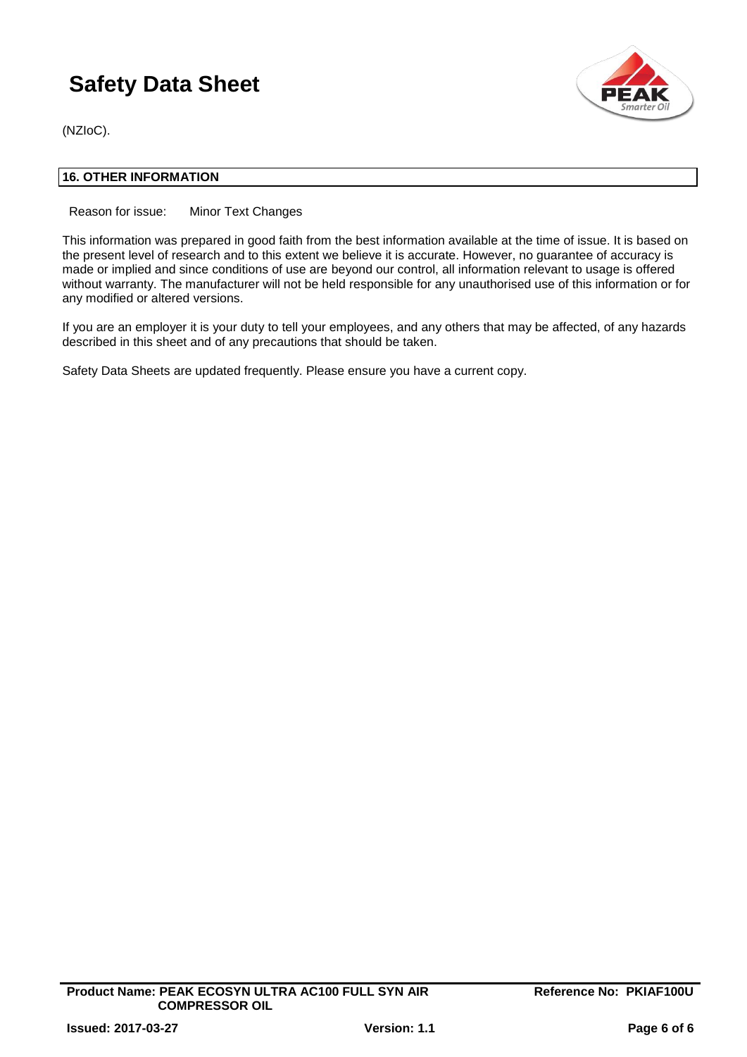(NZIoC).

## 16. OTHER INFORMATION

Reason for issue: Minor Text Changes

This information was prepared in good faith from the best information available at the time of issue. It is based on the present level of research and to this extent we believe it is accurate. However, no guarantee of accuracy is made or implied and since conditions of use are beyond our control, all information relevant to usage is offered without warranty. The manufacturer will not be held responsible for any unauthorised use of this information or for any modified or altered versions.

If you are an employer it is your duty to tell your employees, and any others that may be affected, of any hazards described in this sheet and of any precautions that should be taken.

Safety Data Sheets are updated frequently. Please ensure you have a current copy.